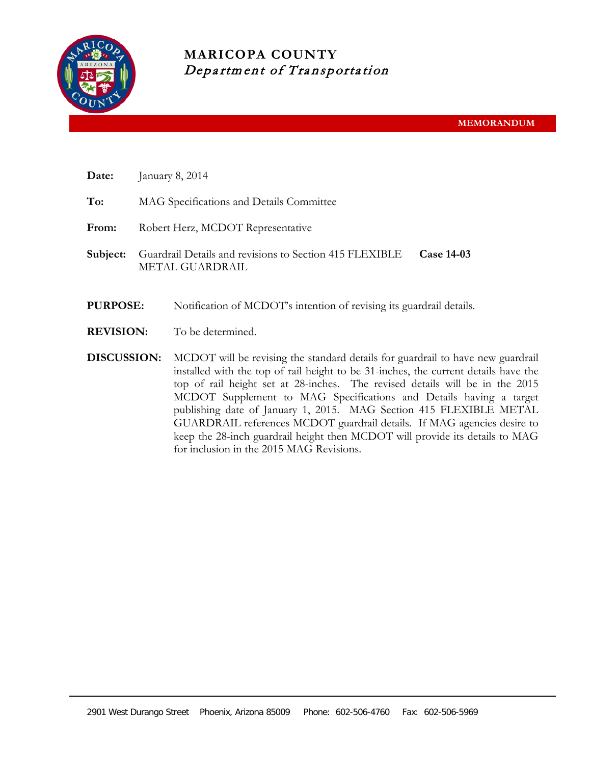# MARICOPA COUNTY
*Department of Transportation*

**MEMORANDUM**

**Date:** January 8, 2014

**To:** MAG Specifications and Details Committee

**From:** Robert Herz, MCDOT Representative

**Subject:** Guardrail Details and revisions to Section 415 FLEXIBLE METAL GUARDRAIL **Case 14-03**

**PURPOSE:** Notification of MCDOT's intention of revising its guardrail details.

**REVISION:** To be determined.

**DISCUSSION:** MCDOT will be revising the standard details for guardrail to have new guardrail installed with the top of rail height to be 31-inches, the current details have the top of rail height set at 28-inches. The revised details will be in the 2015 MCDOT Supplement to MAG Specifications and Details having a target publishing date of January 1, 2015. MAG Section 415 FLEXIBLE METAL GUARDRAIL references MCDOT guardrail details. If MAG agencies desire to keep the 28-inch guardrail height then MCDOT will provide its details to MAG for inclusion in the 2015 MAG Revisions.

2901 West Durango Street Phoenix, Arizona 85009 Phone: 602-506-4760 Fax: 602-506-5969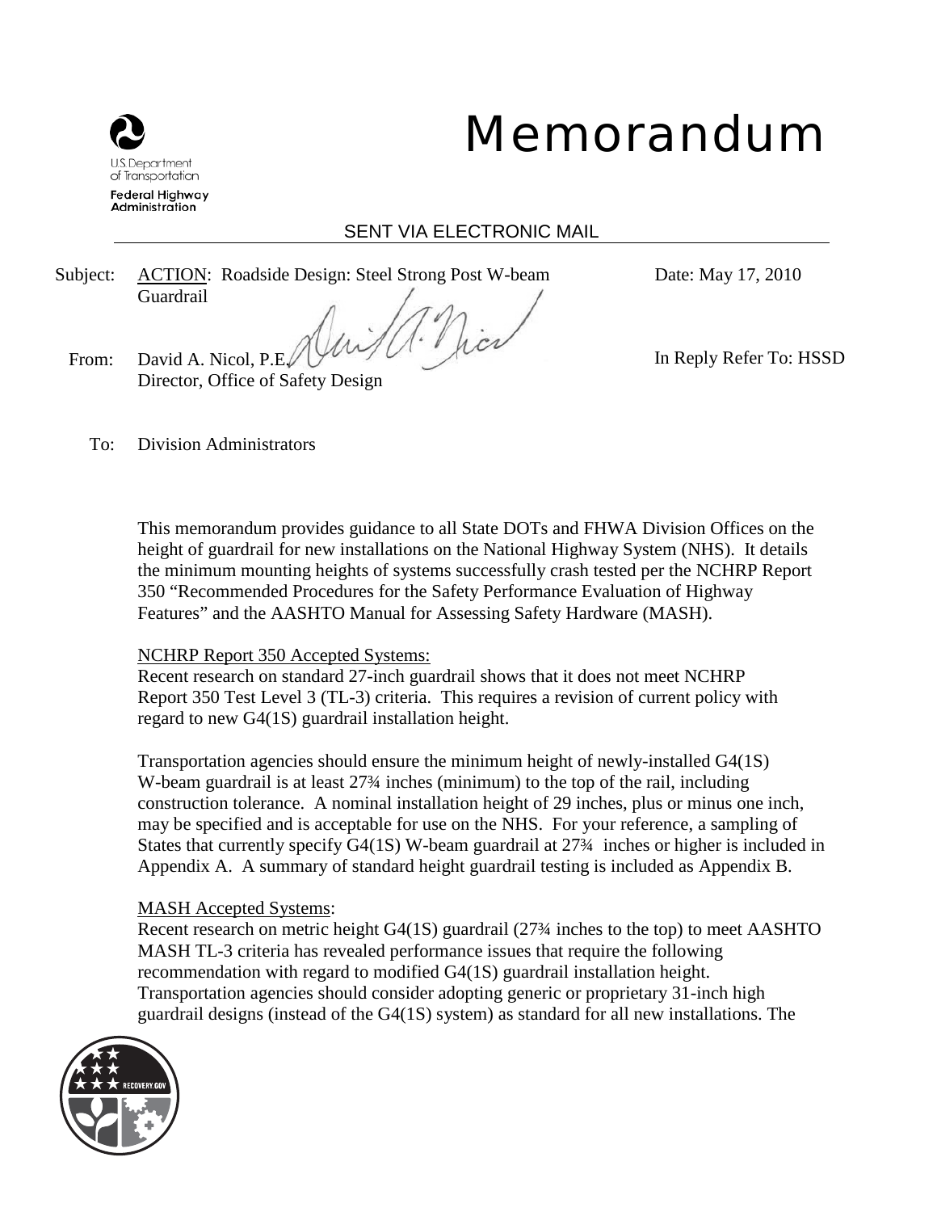# Memorandum

U.S. Department of Transportation
Federal Highway Administration

SENT VIA ELECTRONIC MAIL

Subject: ACTION: Roadside Design: Steel Strong Post W-beam Guardrail

Date: May 17, 2010

From: David A. Nicol, P.E.
Director, Office of Safety Design

In Reply Refer To: HSSD

To: Division Administrators

This memorandum provides guidance to all State DOTs and FHWA Division Offices on the height of guardrail for new installations on the National Highway System (NHS). It details the minimum mounting heights of systems successfully crash tested per the NCHRP Report 350 "Recommended Procedures for the Safety Performance Evaluation of Highway Features" and the AASHTO Manual for Assessing Safety Hardware (MASH).

NCHRP Report 350 Accepted Systems:

Recent research on standard 27-inch guardrail shows that it does not meet NCHRP Report 350 Test Level 3 (TL-3) criteria. This requires a revision of current policy with regard to new G4(1S) guardrail installation height.

Transportation agencies should ensure the minimum height of newly-installed G4(1S) W-beam guardrail is at least 27¾ inches (minimum) to the top of the rail, including construction tolerance. A nominal installation height of 29 inches, plus or minus one inch, may be specified and is acceptable for use on the NHS. For your reference, a sampling of States that currently specify G4(1S) W-beam guardrail at 27¾ inches or higher is included in Appendix A. A summary of standard height guardrail testing is included as Appendix B.

MASH Accepted Systems:

Recent research on metric height G4(1S) guardrail (27¾ inches to the top) to meet AASHTO MASH TL-3 criteria has revealed performance issues that require the following recommendation with regard to modified G4(1S) guardrail installation height. Transportation agencies should consider adopting generic or proprietary 31-inch high guardrail designs (instead of the G4(1S) system) as standard for all new installations. The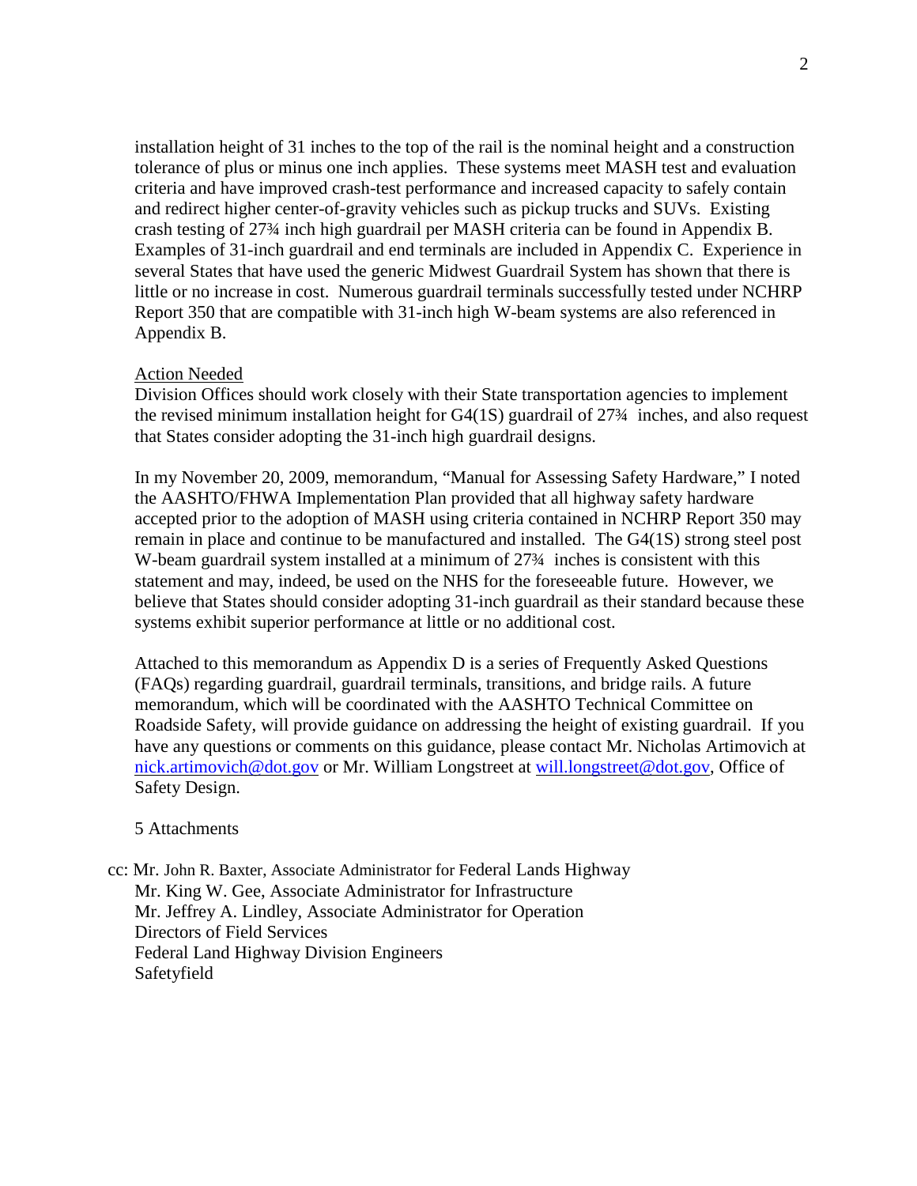installation height of 31 inches to the top of the rail is the nominal height and a construction tolerance of plus or minus one inch applies. These systems meet MASH test and evaluation criteria and have improved crash-test performance and increased capacity to safely contain and redirect higher center-of-gravity vehicles such as pickup trucks and SUVs. Existing crash testing of 27¾ inch high guardrail per MASH criteria can be found in Appendix B. Examples of 31-inch guardrail and end terminals are included in Appendix C. Experience in several States that have used the generic Midwest Guardrail System has shown that there is little or no increase in cost. Numerous guardrail terminals successfully tested under NCHRP Report 350 that are compatible with 31-inch high W-beam systems are also referenced in Appendix B.

<u>Action Needed</u>

Division Offices should work closely with their State transportation agencies to implement the revised minimum installation height for G4(1S) guardrail of 27¾ inches, and also request that States consider adopting the 31-inch high guardrail designs.

In my November 20, 2009, memorandum, "Manual for Assessing Safety Hardware," I noted the AASHTO/FHWA Implementation Plan provided that all highway safety hardware accepted prior to the adoption of MASH using criteria contained in NCHRP Report 350 may remain in place and continue to be manufactured and installed. The G4(1S) strong steel post W-beam guardrail system installed at a minimum of 27¾ inches is consistent with this statement and may, indeed, be used on the NHS for the foreseeable future. However, we believe that States should consider adopting 31-inch guardrail as their standard because these systems exhibit superior performance at little or no additional cost.

Attached to this memorandum as Appendix D is a series of Frequently Asked Questions (FAQs) regarding guardrail, guardrail terminals, transitions, and bridge rails. A future memorandum, which will be coordinated with the AASHTO Technical Committee on Roadside Safety, will provide guidance on addressing the height of existing guardrail. If you have any questions or comments on this guidance, please contact Mr. Nicholas Artimovich at nick.artimovich@dot.gov or Mr. William Longstreet at will.longstreet@dot.gov, Office of Safety Design.

5 Attachments

cc: Mr. John R. Baxter, Associate Administrator for Federal Lands Highway
Mr. King W. Gee, Associate Administrator for Infrastructure
Mr. Jeffrey A. Lindley, Associate Administrator for Operation
Directors of Field Services
Federal Land Highway Division Engineers
Safetyfield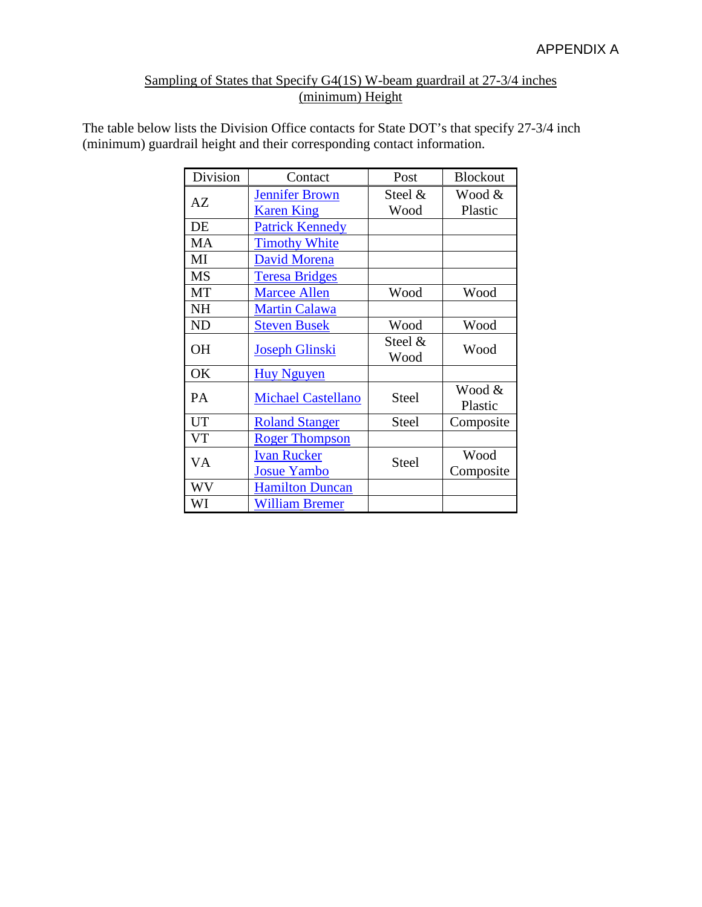APPENDIX A

## Sampling of States that Specify G4(1S) W-beam guardrail at 27-3/4 inches (minimum) Height

The table below lists the Division Office contacts for State DOT's that specify 27-3/4 inch (minimum) guardrail height and their corresponding contact information.

| Division | Contact | Post | Blockout |
|---|---|---|---|
| AZ | Jennifer Brown<br>Karen King | Steel & Wood | Wood & Plastic |
| DE | Patrick Kennedy | | |
| MA | Timothy White | | |
| MI | David Morena | | |
| MS | Teresa Bridges | | |
| MT | Marcee Allen | Wood | Wood |
| NH | Martin Calawa | | |
| ND | Steven Busek | Wood | Wood |
| OH | Joseph Glinski | Steel & Wood | Wood |
| OK | Huy Nguyen | | |
| PA | Michael Castellano | Steel | Wood & Plastic |
| UT | Roland Stanger | Steel | Composite |
| VT | Roger Thompson | | |
| VA | Ivan Rucker<br>Josue Yambo | Steel | Wood Composite |
| WV | Hamilton Duncan | | |
| WI | William Bremer | | |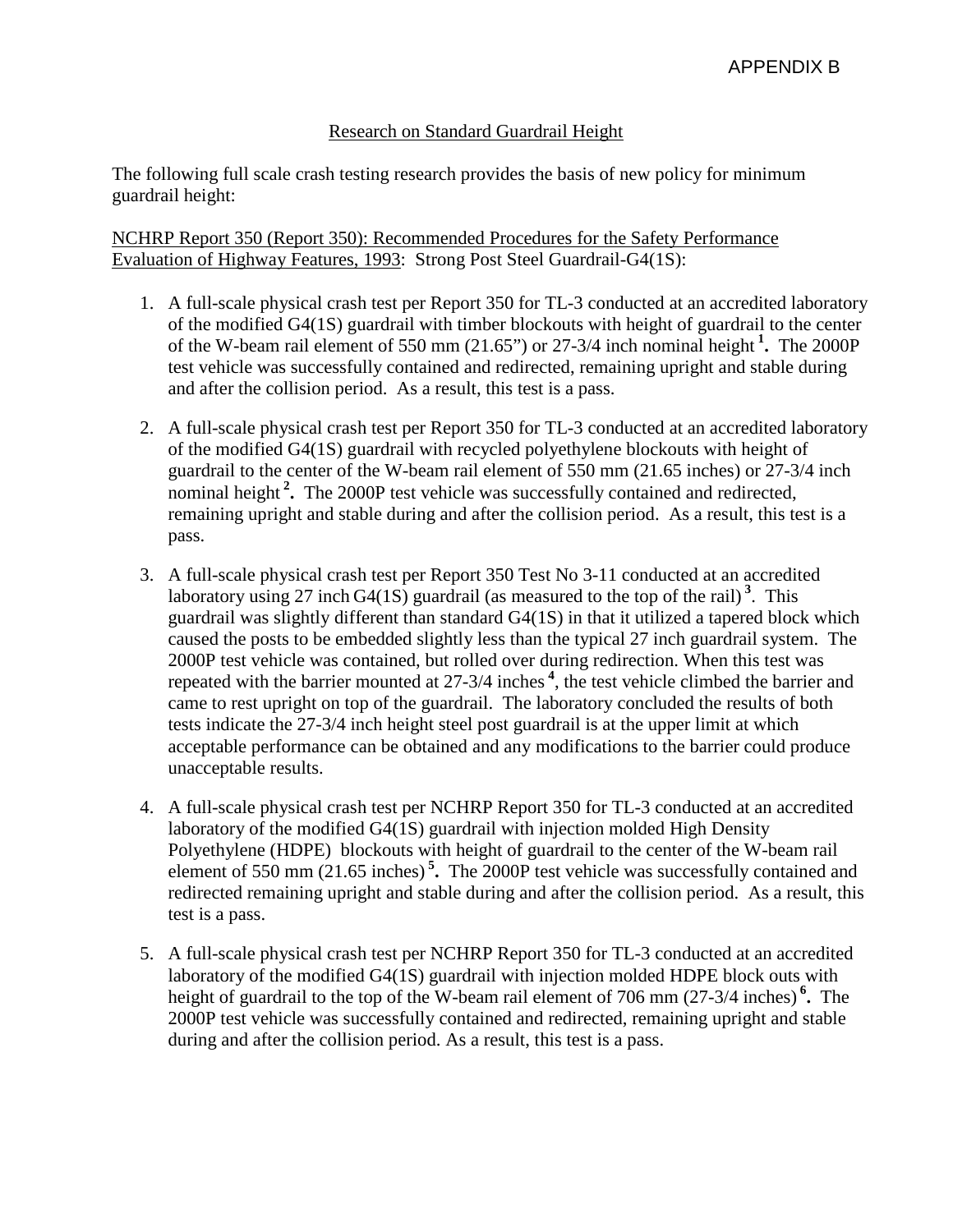APPENDIX B

## Research on Standard Guardrail Height

The following full scale crash testing research provides the basis of new policy for minimum guardrail height:

NCHRP Report 350 (Report 350): Recommended Procedures for the Safety Performance Evaluation of Highway Features, 1993: Strong Post Steel Guardrail-G4(1S):

1. A full-scale physical crash test per Report 350 for TL-3 conducted at an accredited laboratory of the modified G4(1S) guardrail with timber blockouts with height of guardrail to the center of the W-beam rail element of 550 mm (21.65") or 27-3/4 inch nominal height [1]**.** The 2000P test vehicle was successfully contained and redirected, remaining upright and stable during and after the collision period. As a result, this test is a pass.

2. A full-scale physical crash test per Report 350 for TL-3 conducted at an accredited laboratory of the modified G4(1S) guardrail with recycled polyethylene blockouts with height of guardrail to the center of the W-beam rail element of 550 mm (21.65 inches) or 27-3/4 inch nominal height [2]**.** The 2000P test vehicle was successfully contained and redirected, remaining upright and stable during and after the collision period. As a result, this test is a pass.

3. A full-scale physical crash test per Report 350 Test No 3-11 conducted at an accredited laboratory using 27 inch G4(1S) guardrail (as measured to the top of the rail) [3]. This guardrail was slightly different than standard G4(1S) in that it utilized a tapered block which caused the posts to be embedded slightly less than the typical 27 inch guardrail system. The 2000P test vehicle was contained, but rolled over during redirection. When this test was repeated with the barrier mounted at 27-3/4 inches [4], the test vehicle climbed the barrier and came to rest upright on top of the guardrail. The laboratory concluded the results of both tests indicate the 27-3/4 inch height steel post guardrail is at the upper limit at which acceptable performance can be obtained and any modifications to the barrier could produce unacceptable results.

4. A full-scale physical crash test per NCHRP Report 350 for TL-3 conducted at an accredited laboratory of the modified G4(1S) guardrail with injection molded High Density Polyethylene (HDPE) blockouts with height of guardrail to the center of the W-beam rail element of 550 mm (21.65 inches) [5]**.** The 2000P test vehicle was successfully contained and redirected remaining upright and stable during and after the collision period. As a result, this test is a pass.

5. A full-scale physical crash test per NCHRP Report 350 for TL-3 conducted at an accredited laboratory of the modified G4(1S) guardrail with injection molded HDPE block outs with height of guardrail to the top of the W-beam rail element of 706 mm (27-3/4 inches) [6]**.** The 2000P test vehicle was successfully contained and redirected, remaining upright and stable during and after the collision period. As a result, this test is a pass.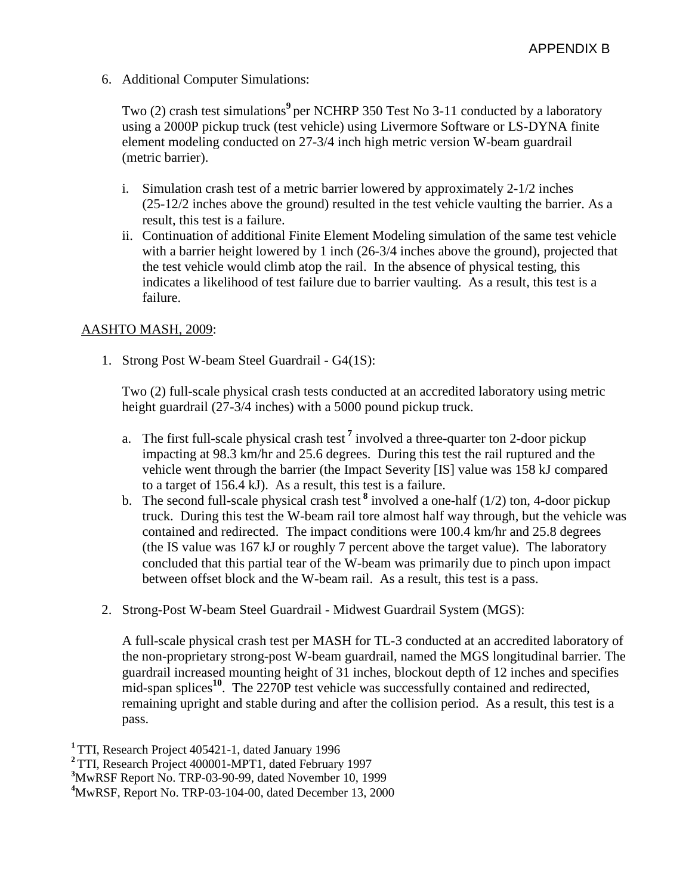6. Additional Computer Simulations:

   Two (2) crash test simulations[9] per NCHRP 350 Test No 3-11 conducted by a laboratory using a 2000P pickup truck (test vehicle) using Livermore Software or LS-DYNA finite element modeling conducted on 27-3/4 inch high metric version W-beam guardrail (metric barrier).

   i. Simulation crash test of a metric barrier lowered by approximately 2-1/2 inches (25-12/2 inches above the ground) resulted in the test vehicle vaulting the barrier. As a result, this test is a failure.
   ii. Continuation of additional Finite Element Modeling simulation of the same test vehicle with a barrier height lowered by 1 inch (26-3/4 inches above the ground), projected that the test vehicle would climb atop the rail. In the absence of physical testing, this indicates a likelihood of test failure due to barrier vaulting. As a result, this test is a failure.

AASHTO MASH, 2009:

1. Strong Post W-beam Steel Guardrail - G4(1S):

   Two (2) full-scale physical crash tests conducted at an accredited laboratory using metric height guardrail (27-3/4 inches) with a 5000 pound pickup truck.

   a. The first full-scale physical crash test [7] involved a three-quarter ton 2-door pickup impacting at 98.3 km/hr and 25.6 degrees. During this test the rail ruptured and the vehicle went through the barrier (the Impact Severity [IS] value was 158 kJ compared to a target of 156.4 kJ). As a result, this test is a failure.
   b. The second full-scale physical crash test [8] involved a one-half (1/2) ton, 4-door pickup truck. During this test the W-beam rail tore almost half way through, but the vehicle was contained and redirected. The impact conditions were 100.4 km/hr and 25.8 degrees (the IS value was 167 kJ or roughly 7 percent above the target value). The laboratory concluded that this partial tear of the W-beam was primarily due to pinch upon impact between offset block and the W-beam rail. As a result, this test is a pass.

2. Strong-Post W-beam Steel Guardrail - Midwest Guardrail System (MGS):

   A full-scale physical crash test per MASH for TL-3 conducted at an accredited laboratory of the non-proprietary strong-post W-beam guardrail, named the MGS longitudinal barrier. The guardrail increased mounting height of 31 inches, blockout depth of 12 inches and specifies mid-span splices[10]. The 2270P test vehicle was successfully contained and redirected, remaining upright and stable during and after the collision period. As a result, this test is a pass.

[1] TTI, Research Project 405421-1, dated January 1996
[2] TTI, Research Project 400001-MPT1, dated February 1997
[3] MwRSF Report No. TRP-03-90-99, dated November 10, 1999
[4] MwRSF, Report No. TRP-03-104-00, dated December 13, 2000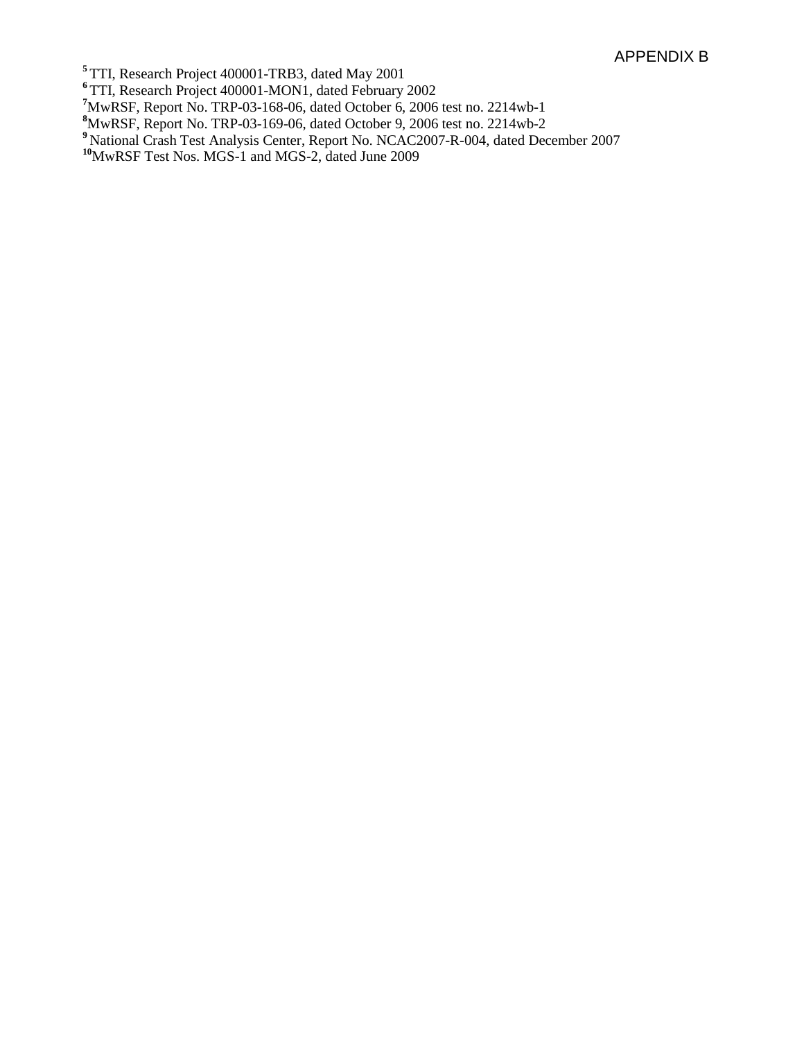[5] TTI, Research Project 400001-TRB3, dated May 2001
[6] TTI, Research Project 400001-MON1, dated February 2002
[7] MwRSF, Report No. TRP-03-168-06, dated October 6, 2006 test no. 2214wb-1
[8] MwRSF, Report No. TRP-03-169-06, dated October 9, 2006 test no. 2214wb-2
[9] National Crash Test Analysis Center, Report No. NCAC2007-R-004, dated December 2007
[10] MwRSF Test Nos. MGS-1 and MGS-2, dated June 2009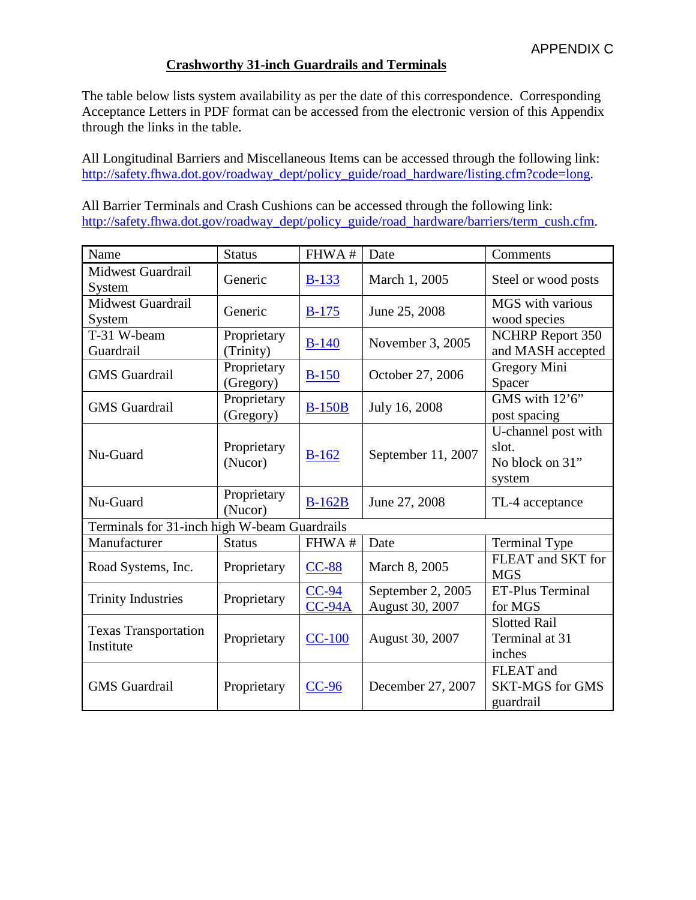APPENDIX C

## Crashworthy 31-inch Guardrails and Terminals

The table below lists system availability as per the date of this correspondence. Corresponding Acceptance Letters in PDF format can be accessed from the electronic version of this Appendix through the links in the table.

All Longitudinal Barriers and Miscellaneous Items can be accessed through the following link: http://safety.fhwa.dot.gov/roadway_dept/policy_guide/road_hardware/listing.cfm?code=long.

All Barrier Terminals and Crash Cushions can be accessed through the following link: http://safety.fhwa.dot.gov/roadway_dept/policy_guide/road_hardware/barriers/term_cush.cfm.

| Name | Status | FHWA # | Date | Comments |
|---|---|---|---|---|
| Midwest Guardrail System | Generic | B-133 | March 1, 2005 | Steel or wood posts |
| Midwest Guardrail System | Generic | B-175 | June 25, 2008 | MGS with various wood species |
| T-31 W-beam Guardrail | Proprietary (Trinity) | B-140 | November 3, 2005 | NCHRP Report 350 and MASH accepted |
| GMS Guardrail | Proprietary (Gregory) | B-150 | October 27, 2006 | Gregory Mini Spacer |
| GMS Guardrail | Proprietary (Gregory) | B-150B | July 16, 2008 | GMS with 12'6" post spacing |
| Nu-Guard | Proprietary (Nucor) | B-162 | September 11, 2007 | U-channel post with slot. No block on 31" system |
| Nu-Guard | Proprietary (Nucor) | B-162B | June 27, 2008 | TL-4 acceptance |
| Terminals for 31-inch high W-beam Guardrails | | | | |
| Manufacturer | Status | FHWA # | Date | Terminal Type |
| Road Systems, Inc. | Proprietary | CC-88 | March 8, 2005 | FLEAT and SKT for MGS |
| Trinity Industries | Proprietary | CC-94<br>CC-94A | September 2, 2005<br>August 30, 2007 | ET-Plus Terminal for MGS |
| Texas Transportation Institute | Proprietary | CC-100 | August 30, 2007 | Slotted Rail Terminal at 31 inches |
| GMS Guardrail | Proprietary | CC-96 | December 27, 2007 | FLEAT and SKT-MGS for GMS guardrail |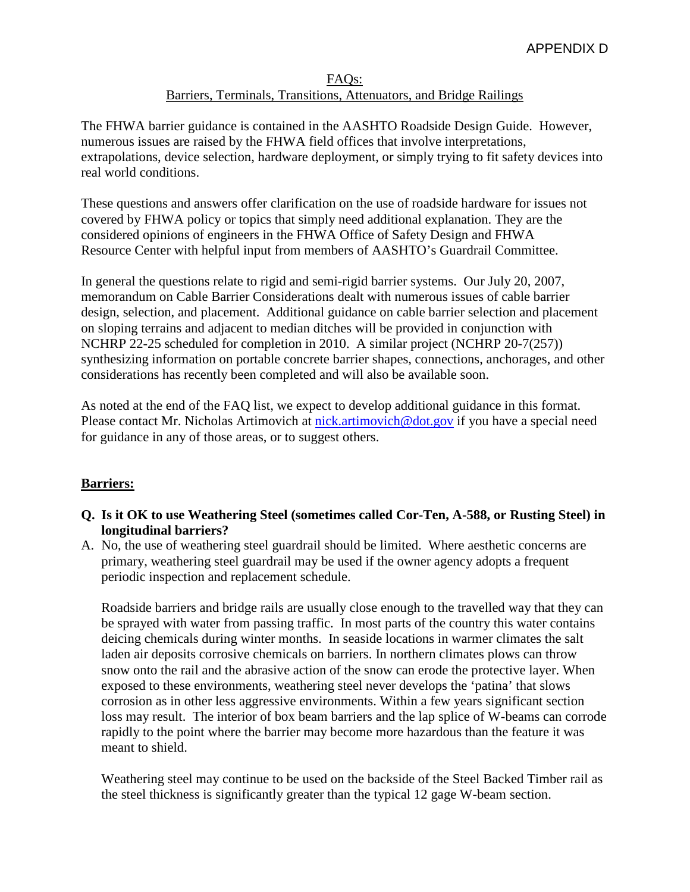APPENDIX D

FAQs:
Barriers, Terminals, Transitions, Attenuators, and Bridge Railings

The FHWA barrier guidance is contained in the AASHTO Roadside Design Guide. However, numerous issues are raised by the FHWA field offices that involve interpretations, extrapolations, device selection, hardware deployment, or simply trying to fit safety devices into real world conditions.

These questions and answers offer clarification on the use of roadside hardware for issues not covered by FHWA policy or topics that simply need additional explanation. They are the considered opinions of engineers in the FHWA Office of Safety Design and FHWA Resource Center with helpful input from members of AASHTO's Guardrail Committee.

In general the questions relate to rigid and semi-rigid barrier systems. Our July 20, 2007, memorandum on Cable Barrier Considerations dealt with numerous issues of cable barrier design, selection, and placement. Additional guidance on cable barrier selection and placement on sloping terrains and adjacent to median ditches will be provided in conjunction with NCHRP 22-25 scheduled for completion in 2010. A similar project (NCHRP 20-7(257)) synthesizing information on portable concrete barrier shapes, connections, anchorages, and other considerations has recently been completed and will also be available soon.

As noted at the end of the FAQ list, we expect to develop additional guidance in this format. Please contact Mr. Nicholas Artimovich at nick.artimovich@dot.gov if you have a special need for guidance in any of those areas, or to suggest others.

## Barriers:

**Q. Is it OK to use Weathering Steel (sometimes called Cor-Ten, A-588, or Rusting Steel) in longitudinal barriers?**

A. No, the use of weathering steel guardrail should be limited. Where aesthetic concerns are primary, weathering steel guardrail may be used if the owner agency adopts a frequent periodic inspection and replacement schedule.

Roadside barriers and bridge rails are usually close enough to the travelled way that they can be sprayed with water from passing traffic. In most parts of the country this water contains deicing chemicals during winter months. In seaside locations in warmer climates the salt laden air deposits corrosive chemicals on barriers. In northern climates plows can throw snow onto the rail and the abrasive action of the snow can erode the protective layer. When exposed to these environments, weathering steel never develops the 'patina' that slows corrosion as in other less aggressive environments. Within a few years significant section loss may result. The interior of box beam barriers and the lap splice of W-beams can corrode rapidly to the point where the barrier may become more hazardous than the feature it was meant to shield.

Weathering steel may continue to be used on the backside of the Steel Backed Timber rail as the steel thickness is significantly greater than the typical 12 gage W-beam section.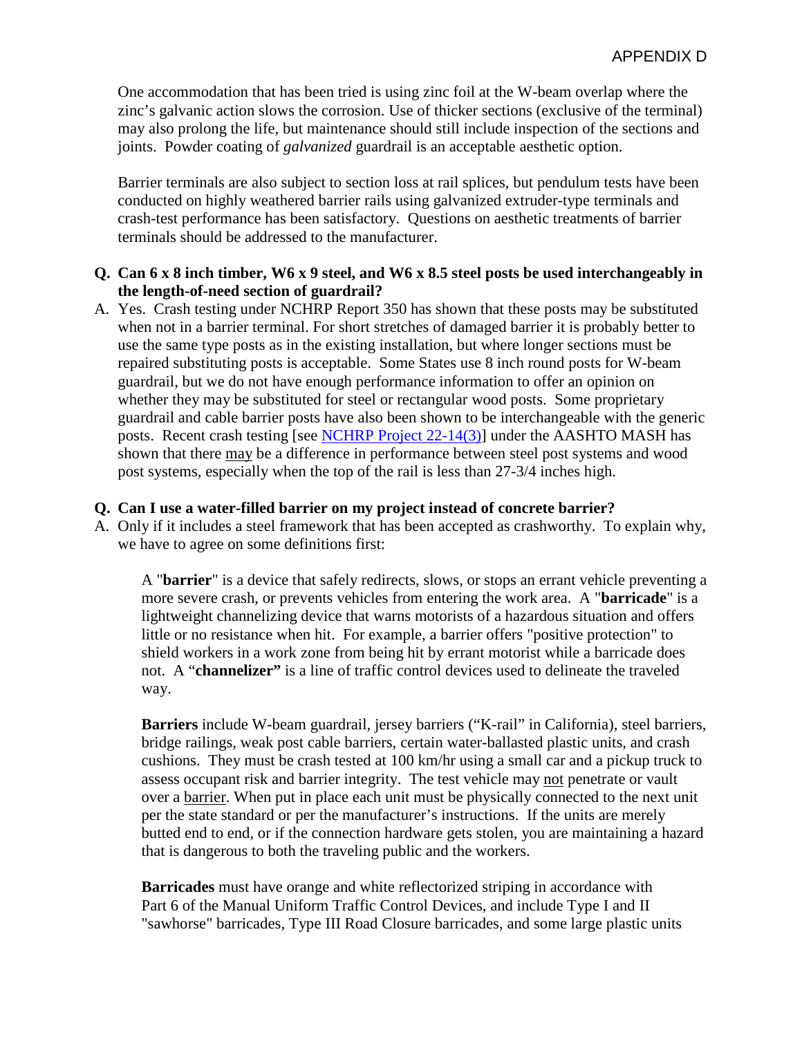One accommodation that has been tried is using zinc foil at the W-beam overlap where the zinc's galvanic action slows the corrosion. Use of thicker sections (exclusive of the terminal) may also prolong the life, but maintenance should still include inspection of the sections and joints. Powder coating of *galvanized* guardrail is an acceptable aesthetic option.

Barrier terminals are also subject to section loss at rail splices, but pendulum tests have been conducted on highly weathered barrier rails using galvanized extruder-type terminals and crash-test performance has been satisfactory. Questions on aesthetic treatments of barrier terminals should be addressed to the manufacturer.

**Q. Can 6 x 8 inch timber, W6 x 9 steel, and W6 x 8.5 steel posts be used interchangeably in the length-of-need section of guardrail?**

A. Yes. Crash testing under NCHRP Report 350 has shown that these posts may be substituted when not in a barrier terminal. For short stretches of damaged barrier it is probably better to use the same type posts as in the existing installation, but where longer sections must be repaired substituting posts is acceptable. Some States use 8 inch round posts for W-beam guardrail, but we do not have enough performance information to offer an opinion on whether they may be substituted for steel or rectangular wood posts. Some proprietary guardrail and cable barrier posts have also been shown to be interchangeable with the generic posts. Recent crash testing [see [NCHRP Project 22-14(3)]] under the AASHTO MASH has shown that there <u>may</u> be a difference in performance between steel post systems and wood post systems, especially when the top of the rail is less than 27-3/4 inches high.

**Q. Can I use a water-filled barrier on my project instead of concrete barrier?**

A. Only if it includes a steel framework that has been accepted as crashworthy. To explain why, we have to agree on some definitions first:

> A "**barrier**" is a device that safely redirects, slows, or stops an errant vehicle preventing a more severe crash, or prevents vehicles from entering the work area. A "**barricade**" is a lightweight channelizing device that warns motorists of a hazardous situation and offers little or no resistance when hit. For example, a barrier offers "positive protection" to shield workers in a work zone from being hit by errant motorist while a barricade does not. A "**channelizer"** is a line of traffic control devices used to delineate the traveled way.
>
> **Barriers** include W-beam guardrail, jersey barriers ("K-rail" in California), steel barriers, bridge railings, weak post cable barriers, certain water-ballasted plastic units, and crash cushions. They must be crash tested at 100 km/hr using a small car and a pickup truck to assess occupant risk and barrier integrity. The test vehicle may <u>not</u> penetrate or vault over a <u>barrier</u>. When put in place each unit must be physically connected to the next unit per the state standard or per the manufacturer's instructions. If the units are merely butted end to end, or if the connection hardware gets stolen, you are maintaining a hazard that is dangerous to both the traveling public and the workers.
>
> **Barricades** must have orange and white reflectorized striping in accordance with Part 6 of the Manual Uniform Traffic Control Devices, and include Type I and II "sawhorse" barricades, Type III Road Closure barricades, and some large plastic units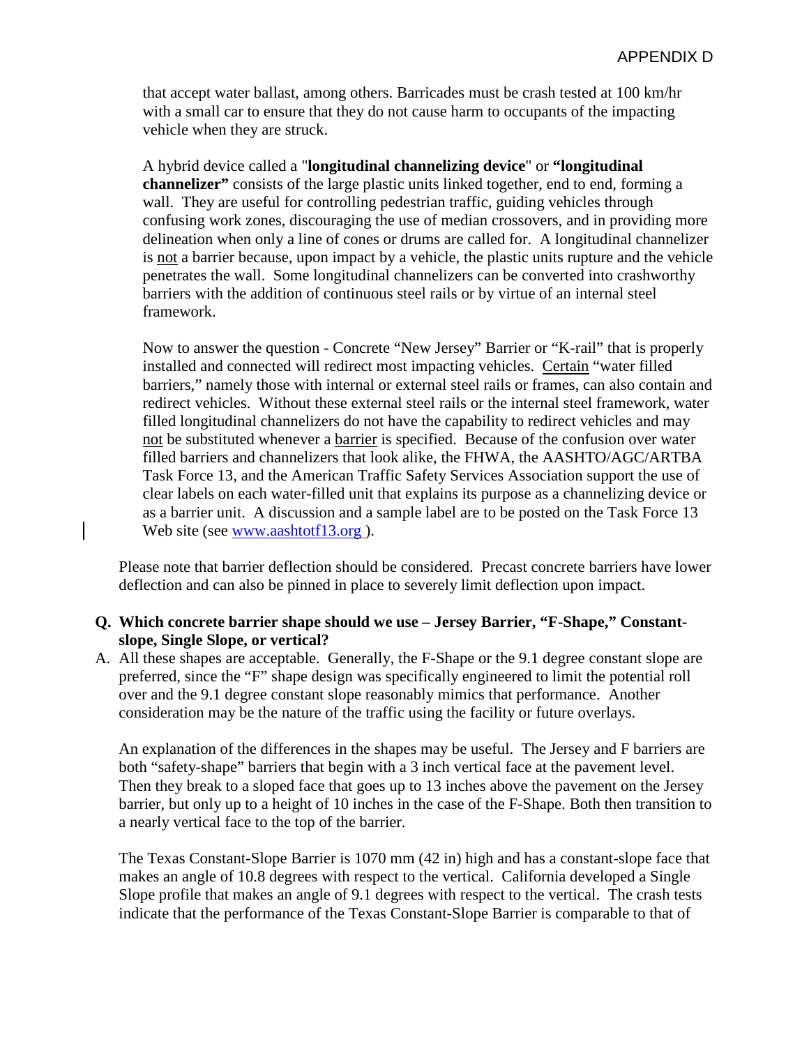that accept water ballast, among others. Barricades must be crash tested at 100 km/hr with a small car to ensure that they do not cause harm to occupants of the impacting vehicle when they are struck.

A hybrid device called a "**longitudinal channelizing device**" or **"longitudinal channelizer"** consists of the large plastic units linked together, end to end, forming a wall. They are useful for controlling pedestrian traffic, guiding vehicles through confusing work zones, discouraging the use of median crossovers, and in providing more delineation when only a line of cones or drums are called for. A longitudinal channelizer is not a barrier because, upon impact by a vehicle, the plastic units rupture and the vehicle penetrates the wall. Some longitudinal channelizers can be converted into crashworthy barriers with the addition of continuous steel rails or by virtue of an internal steel framework.

Now to answer the question - Concrete "New Jersey" Barrier or "K-rail" that is properly installed and connected will redirect most impacting vehicles. Certain "water filled barriers," namely those with internal or external steel rails or frames, can also contain and redirect vehicles. Without these external steel rails or the internal steel framework, water filled longitudinal channelizers do not have the capability to redirect vehicles and may not be substituted whenever a barrier is specified. Because of the confusion over water filled barriers and channelizers that look alike, the FHWA, the AASHTO/AGC/ARTBA Task Force 13, and the American Traffic Safety Services Association support the use of clear labels on each water-filled unit that explains its purpose as a channelizing device or as a barrier unit. A discussion and a sample label are to be posted on the Task Force 13 Web site (see www.aashtotf13.org ).

Please note that barrier deflection should be considered. Precast concrete barriers have lower deflection and can also be pinned in place to severely limit deflection upon impact.

**Q. Which concrete barrier shape should we use – Jersey Barrier, "F-Shape," Constant-slope, Single Slope, or vertical?**

A. All these shapes are acceptable. Generally, the F-Shape or the 9.1 degree constant slope are preferred, since the "F" shape design was specifically engineered to limit the potential roll over and the 9.1 degree constant slope reasonably mimics that performance. Another consideration may be the nature of the traffic using the facility or future overlays.

An explanation of the differences in the shapes may be useful. The Jersey and F barriers are both "safety-shape" barriers that begin with a 3 inch vertical face at the pavement level. Then they break to a sloped face that goes up to 13 inches above the pavement on the Jersey barrier, but only up to a height of 10 inches in the case of the F-Shape. Both then transition to a nearly vertical face to the top of the barrier.

The Texas Constant-Slope Barrier is 1070 mm (42 in) high and has a constant-slope face that makes an angle of 10.8 degrees with respect to the vertical. California developed a Single Slope profile that makes an angle of 9.1 degrees with respect to the vertical. The crash tests indicate that the performance of the Texas Constant-Slope Barrier is comparable to that of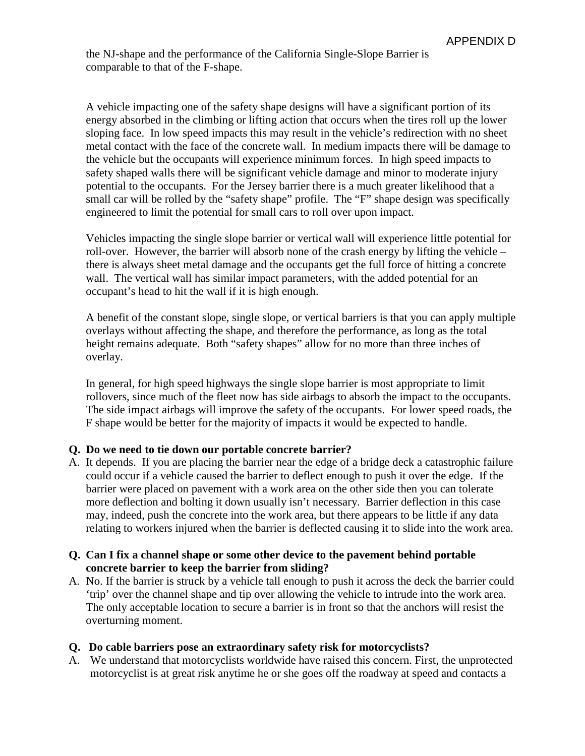the NJ-shape and the performance of the California Single-Slope Barrier is comparable to that of the F-shape.

A vehicle impacting one of the safety shape designs will have a significant portion of its energy absorbed in the climbing or lifting action that occurs when the tires roll up the lower sloping face. In low speed impacts this may result in the vehicle's redirection with no sheet metal contact with the face of the concrete wall. In medium impacts there will be damage to the vehicle but the occupants will experience minimum forces. In high speed impacts to safety shaped walls there will be significant vehicle damage and minor to moderate injury potential to the occupants. For the Jersey barrier there is a much greater likelihood that a small car will be rolled by the "safety shape" profile. The "F" shape design was specifically engineered to limit the potential for small cars to roll over upon impact.

Vehicles impacting the single slope barrier or vertical wall will experience little potential for roll-over. However, the barrier will absorb none of the crash energy by lifting the vehicle – there is always sheet metal damage and the occupants get the full force of hitting a concrete wall. The vertical wall has similar impact parameters, with the added potential for an occupant's head to hit the wall if it is high enough.

A benefit of the constant slope, single slope, or vertical barriers is that you can apply multiple overlays without affecting the shape, and therefore the performance, as long as the total height remains adequate. Both "safety shapes" allow for no more than three inches of overlay.

In general, for high speed highways the single slope barrier is most appropriate to limit rollovers, since much of the fleet now has side airbags to absorb the impact to the occupants. The side impact airbags will improve the safety of the occupants. For lower speed roads, the F shape would be better for the majority of impacts it would be expected to handle.

**Q. Do we need to tie down our portable concrete barrier?**

A. It depends. If you are placing the barrier near the edge of a bridge deck a catastrophic failure could occur if a vehicle caused the barrier to deflect enough to push it over the edge. If the barrier were placed on pavement with a work area on the other side then you can tolerate more deflection and bolting it down usually isn't necessary. Barrier deflection in this case may, indeed, push the concrete into the work area, but there appears to be little if any data relating to workers injured when the barrier is deflected causing it to slide into the work area.

**Q. Can I fix a channel shape or some other device to the pavement behind portable concrete barrier to keep the barrier from sliding?**

A. No. If the barrier is struck by a vehicle tall enough to push it across the deck the barrier could 'trip' over the channel shape and tip over allowing the vehicle to intrude into the work area. The only acceptable location to secure a barrier is in front so that the anchors will resist the overturning moment.

**Q. Do cable barriers pose an extraordinary safety risk for motorcyclists?**

A. We understand that motorcyclists worldwide have raised this concern. First, the unprotected motorcyclist is at great risk anytime he or she goes off the roadway at speed and contacts a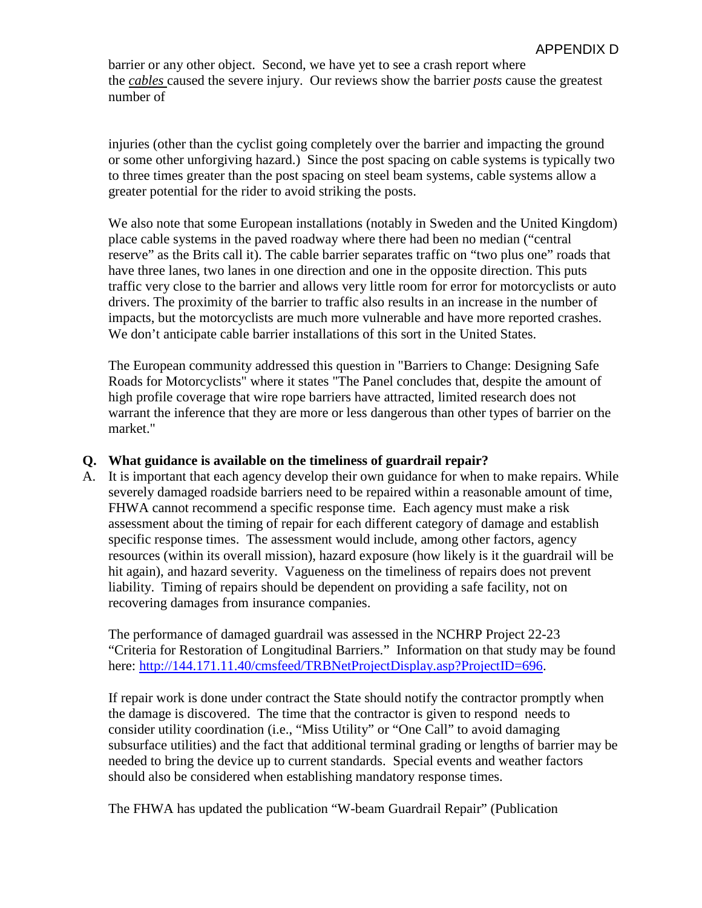barrier or any other object. Second, we have yet to see a crash report where the *cables* caused the severe injury. Our reviews show the barrier *posts* cause the greatest number of

injuries (other than the cyclist going completely over the barrier and impacting the ground or some other unforgiving hazard.) Since the post spacing on cable systems is typically two to three times greater than the post spacing on steel beam systems, cable systems allow a greater potential for the rider to avoid striking the posts.

We also note that some European installations (notably in Sweden and the United Kingdom) place cable systems in the paved roadway where there had been no median ("central reserve" as the Brits call it). The cable barrier separates traffic on "two plus one" roads that have three lanes, two lanes in one direction and one in the opposite direction. This puts traffic very close to the barrier and allows very little room for error for motorcyclists or auto drivers. The proximity of the barrier to traffic also results in an increase in the number of impacts, but the motorcyclists are much more vulnerable and have more reported crashes. We don't anticipate cable barrier installations of this sort in the United States.

The European community addressed this question in "Barriers to Change: Designing Safe Roads for Motorcyclists" where it states "The Panel concludes that, despite the amount of high profile coverage that wire rope barriers have attracted, limited research does not warrant the inference that they are more or less dangerous than other types of barrier on the market."

**Q. What guidance is available on the timeliness of guardrail repair?**

A. It is important that each agency develop their own guidance for when to make repairs. While severely damaged roadside barriers need to be repaired within a reasonable amount of time, FHWA cannot recommend a specific response time. Each agency must make a risk assessment about the timing of repair for each different category of damage and establish specific response times. The assessment would include, among other factors, agency resources (within its overall mission), hazard exposure (how likely is it the guardrail will be hit again), and hazard severity. Vagueness on the timeliness of repairs does not prevent liability. Timing of repairs should be dependent on providing a safe facility, not on recovering damages from insurance companies.

The performance of damaged guardrail was assessed in the NCHRP Project 22-23 "Criteria for Restoration of Longitudinal Barriers." Information on that study may be found here: [http://144.171.11.40/cmsfeed/TRBNetProjectDisplay.asp?ProjectID=696](http://144.171.11.40/cmsfeed/TRBNetProjectDisplay.asp?ProjectID=696).

If repair work is done under contract the State should notify the contractor promptly when the damage is discovered. The time that the contractor is given to respond needs to consider utility coordination (i.e., "Miss Utility" or "One Call" to avoid damaging subsurface utilities) and the fact that additional terminal grading or lengths of barrier may be needed to bring the device up to current standards. Special events and weather factors should also be considered when establishing mandatory response times.

The FHWA has updated the publication "W-beam Guardrail Repair" (Publication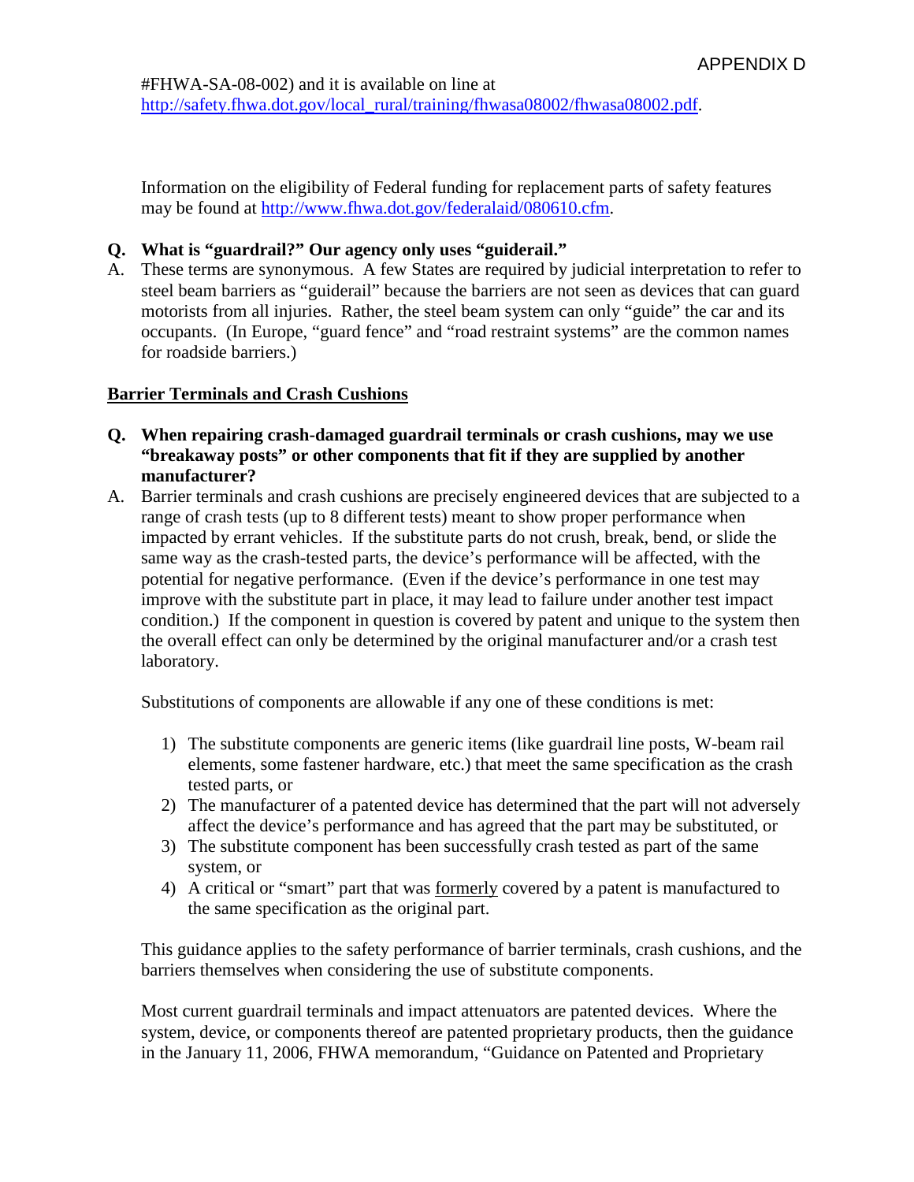#FHWA-SA-08-002) and it is available on line at http://safety.fhwa.dot.gov/local_rural/training/fhwasa08002/fhwasa08002.pdf.

Information on the eligibility of Federal funding for replacement parts of safety features may be found at http://www.fhwa.dot.gov/federalaid/080610.cfm.

**Q. What is "guardrail?" Our agency only uses "guiderail."**

A. These terms are synonymous. A few States are required by judicial interpretation to refer to steel beam barriers as "guiderail" because the barriers are not seen as devices that can guard motorists from all injuries. Rather, the steel beam system can only "guide" the car and its occupants. (In Europe, "guard fence" and "road restraint systems" are the common names for roadside barriers.)

## Barrier Terminals and Crash Cushions

**Q. When repairing crash-damaged guardrail terminals or crash cushions, may we use "breakaway posts" or other components that fit if they are supplied by another manufacturer?**

A. Barrier terminals and crash cushions are precisely engineered devices that are subjected to a range of crash tests (up to 8 different tests) meant to show proper performance when impacted by errant vehicles. If the substitute parts do not crush, break, bend, or slide the same way as the crash-tested parts, the device's performance will be affected, with the potential for negative performance. (Even if the device's performance in one test may improve with the substitute part in place, it may lead to failure under another test impact condition.) If the component in question is covered by patent and unique to the system then the overall effect can only be determined by the original manufacturer and/or a crash test laboratory.

Substitutions of components are allowable if any one of these conditions is met:

1) The substitute components are generic items (like guardrail line posts, W-beam rail elements, some fastener hardware, etc.) that meet the same specification as the crash tested parts, or
2) The manufacturer of a patented device has determined that the part will not adversely affect the device's performance and has agreed that the part may be substituted, or
3) The substitute component has been successfully crash tested as part of the same system, or
4) A critical or "smart" part that was formerly covered by a patent is manufactured to the same specification as the original part.

This guidance applies to the safety performance of barrier terminals, crash cushions, and the barriers themselves when considering the use of substitute components.

Most current guardrail terminals and impact attenuators are patented devices. Where the system, device, or components thereof are patented proprietary products, then the guidance in the January 11, 2006, FHWA memorandum, "Guidance on Patented and Proprietary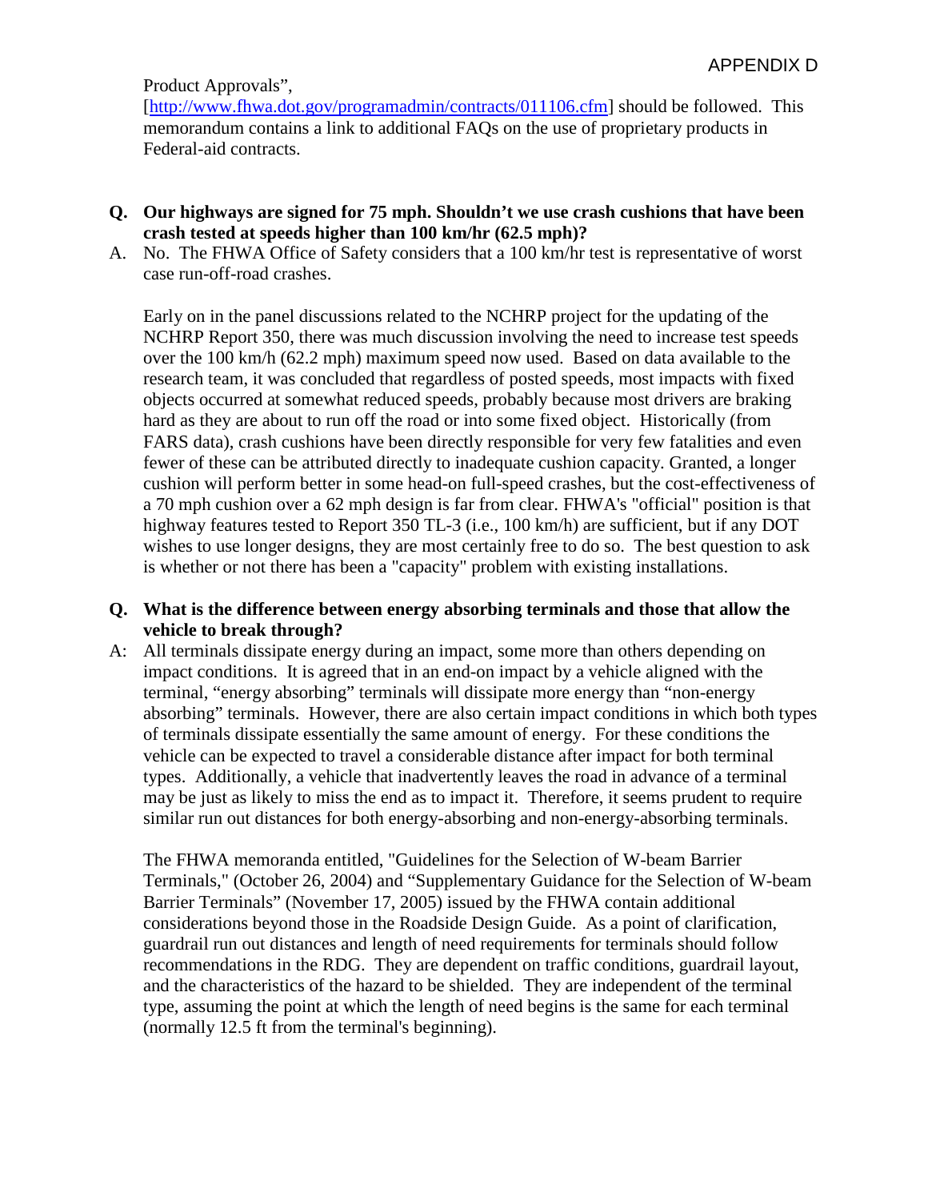Product Approvals",
[http://www.fhwa.dot.gov/programadmin/contracts/011106.cfm] should be followed. This memorandum contains a link to additional FAQs on the use of proprietary products in Federal-aid contracts.

**Q. Our highways are signed for 75 mph. Shouldn't we use crash cushions that have been crash tested at speeds higher than 100 km/hr (62.5 mph)?**

A. No. The FHWA Office of Safety considers that a 100 km/hr test is representative of worst case run-off-road crashes.

Early on in the panel discussions related to the NCHRP project for the updating of the NCHRP Report 350, there was much discussion involving the need to increase test speeds over the 100 km/h (62.2 mph) maximum speed now used. Based on data available to the research team, it was concluded that regardless of posted speeds, most impacts with fixed objects occurred at somewhat reduced speeds, probably because most drivers are braking hard as they are about to run off the road or into some fixed object. Historically (from FARS data), crash cushions have been directly responsible for very few fatalities and even fewer of these can be attributed directly to inadequate cushion capacity. Granted, a longer cushion will perform better in some head-on full-speed crashes, but the cost-effectiveness of a 70 mph cushion over a 62 mph design is far from clear. FHWA's "official" position is that highway features tested to Report 350 TL-3 (i.e., 100 km/h) are sufficient, but if any DOT wishes to use longer designs, they are most certainly free to do so. The best question to ask is whether or not there has been a "capacity" problem with existing installations.

**Q. What is the difference between energy absorbing terminals and those that allow the vehicle to break through?**

A: All terminals dissipate energy during an impact, some more than others depending on impact conditions. It is agreed that in an end-on impact by a vehicle aligned with the terminal, "energy absorbing" terminals will dissipate more energy than "non-energy absorbing" terminals. However, there are also certain impact conditions in which both types of terminals dissipate essentially the same amount of energy. For these conditions the vehicle can be expected to travel a considerable distance after impact for both terminal types. Additionally, a vehicle that inadvertently leaves the road in advance of a terminal may be just as likely to miss the end as to impact it. Therefore, it seems prudent to require similar run out distances for both energy-absorbing and non-energy-absorbing terminals.

The FHWA memoranda entitled, "Guidelines for the Selection of W-beam Barrier Terminals," (October 26, 2004) and "Supplementary Guidance for the Selection of W-beam Barrier Terminals" (November 17, 2005) issued by the FHWA contain additional considerations beyond those in the Roadside Design Guide. As a point of clarification, guardrail run out distances and length of need requirements for terminals should follow recommendations in the RDG. They are dependent on traffic conditions, guardrail layout, and the characteristics of the hazard to be shielded. They are independent of the terminal type, assuming the point at which the length of need begins is the same for each terminal (normally 12.5 ft from the terminal's beginning).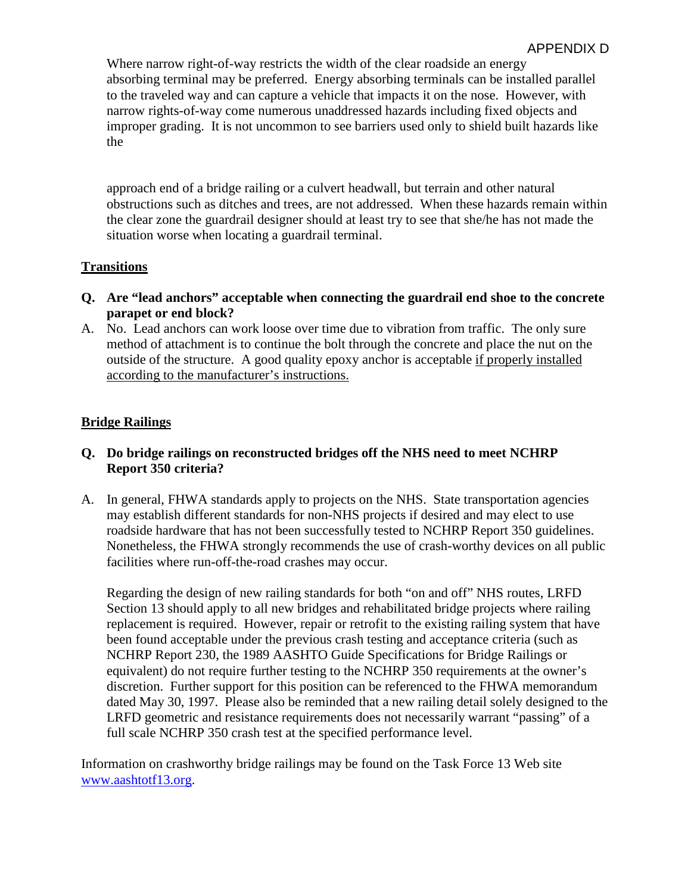Where narrow right-of-way restricts the width of the clear roadside an energy absorbing terminal may be preferred. Energy absorbing terminals can be installed parallel to the traveled way and can capture a vehicle that impacts it on the nose. However, with narrow rights-of-way come numerous unaddressed hazards including fixed objects and improper grading. It is not uncommon to see barriers used only to shield built hazards like the approach end of a bridge railing or a culvert headwall, but terrain and other natural obstructions such as ditches and trees, are not addressed. When these hazards remain within the clear zone the guardrail designer should at least try to see that she/he has not made the situation worse when locating a guardrail terminal.

## Transitions

**Q. Are "lead anchors" acceptable when connecting the guardrail end shoe to the concrete parapet or end block?**

A. No. Lead anchors can work loose over time due to vibration from traffic. The only sure method of attachment is to continue the bolt through the concrete and place the nut on the outside of the structure. A good quality epoxy anchor is acceptable if properly installed according to the manufacturer's instructions.

## Bridge Railings

**Q. Do bridge railings on reconstructed bridges off the NHS need to meet NCHRP Report 350 criteria?**

A. In general, FHWA standards apply to projects on the NHS. State transportation agencies may establish different standards for non-NHS projects if desired and may elect to use roadside hardware that has not been successfully tested to NCHRP Report 350 guidelines. Nonetheless, the FHWA strongly recommends the use of crash-worthy devices on all public facilities where run-off-the-road crashes may occur.

Regarding the design of new railing standards for both "on and off" NHS routes, LRFD Section 13 should apply to all new bridges and rehabilitated bridge projects where railing replacement is required. However, repair or retrofit to the existing railing system that have been found acceptable under the previous crash testing and acceptance criteria (such as NCHRP Report 230, the 1989 AASHTO Guide Specifications for Bridge Railings or equivalent) do not require further testing to the NCHRP 350 requirements at the owner's discretion. Further support for this position can be referenced to the FHWA memorandum dated May 30, 1997. Please also be reminded that a new railing detail solely designed to the LRFD geometric and resistance requirements does not necessarily warrant "passing" of a full scale NCHRP 350 crash test at the specified performance level.

Information on crashworthy bridge railings may be found on the Task Force 13 Web site www.aashtotf13.org.